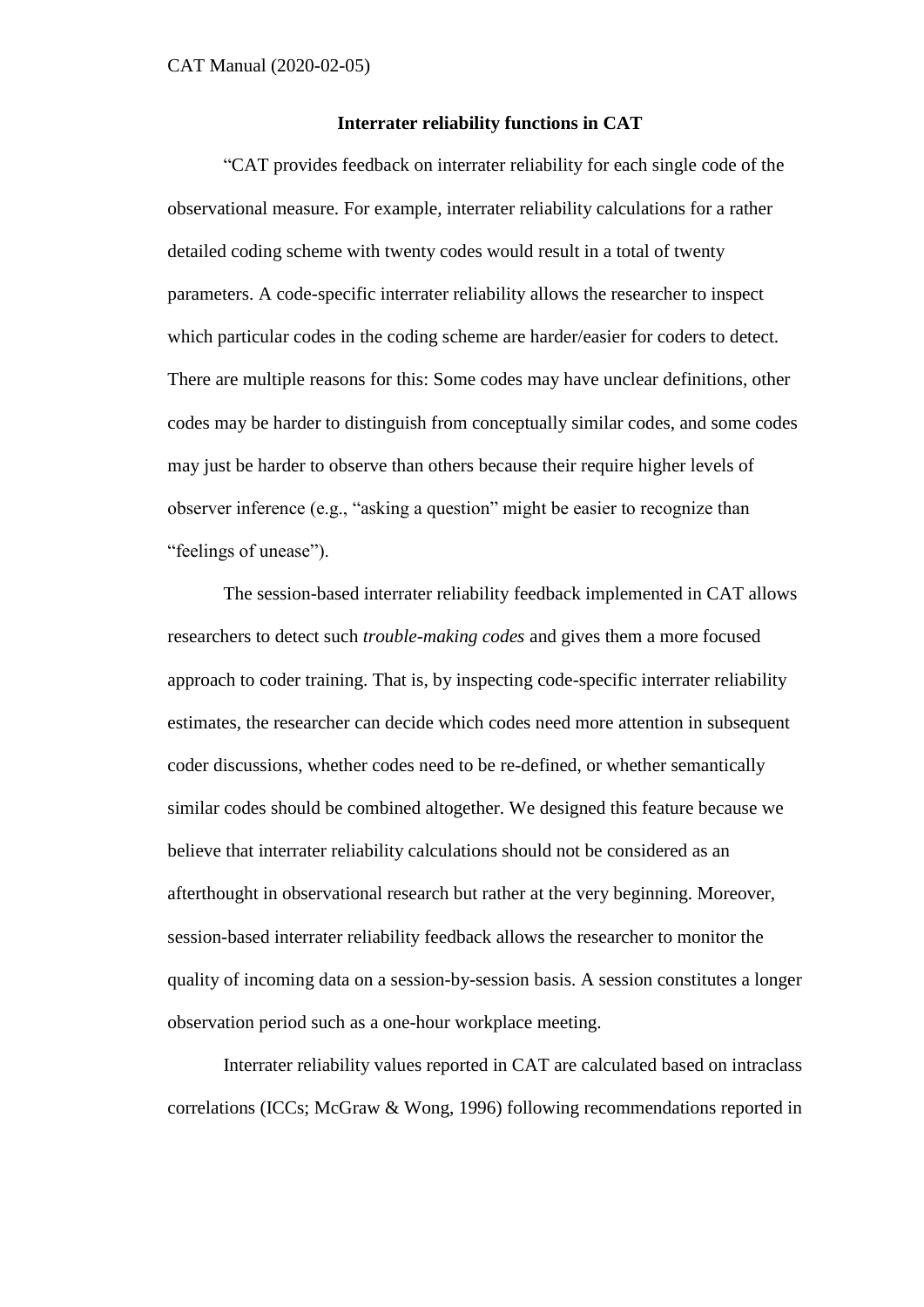**Interrater reliability functions in CAT**

"CAT provides feedback on interrater reliability for each single code of the observational measure. For example, interrater reliability calculations for a rather detailed coding scheme with twenty codes would result in a total of twenty parameters. A code-specific interrater reliability allows the researcher to inspect which particular codes in the coding scheme are harder/easier for coders to detect. There are multiple reasons for this: Some codes may have unclear definitions, other codes may be harder to distinguish from conceptually similar codes, and some codes may just be harder to observe than others because their require higher levels of observer inference (e.g., "asking a question" might be easier to recognize than "feelings of unease").

The session-based interrater reliability feedback implemented in CAT allows researchers to detect such *trouble-making codes* and gives them a more focused approach to coder training. That is, by inspecting code-specific interrater reliability estimates, the researcher can decide which codes need more attention in subsequent coder discussions, whether codes need to be re-defined, or whether semantically similar codes should be combined altogether. We designed this feature because we believe that interrater reliability calculations should not be considered as an afterthought in observational research but rather at the very beginning. Moreover, session-based interrater reliability feedback allows the researcher to monitor the quality of incoming data on a session-by-session basis. A session constitutes a longer observation period such as a one-hour workplace meeting.

Interrater reliability values reported in CAT are calculated based on intraclass correlations (ICCs; McGraw & Wong, 1996) following recommendations reported in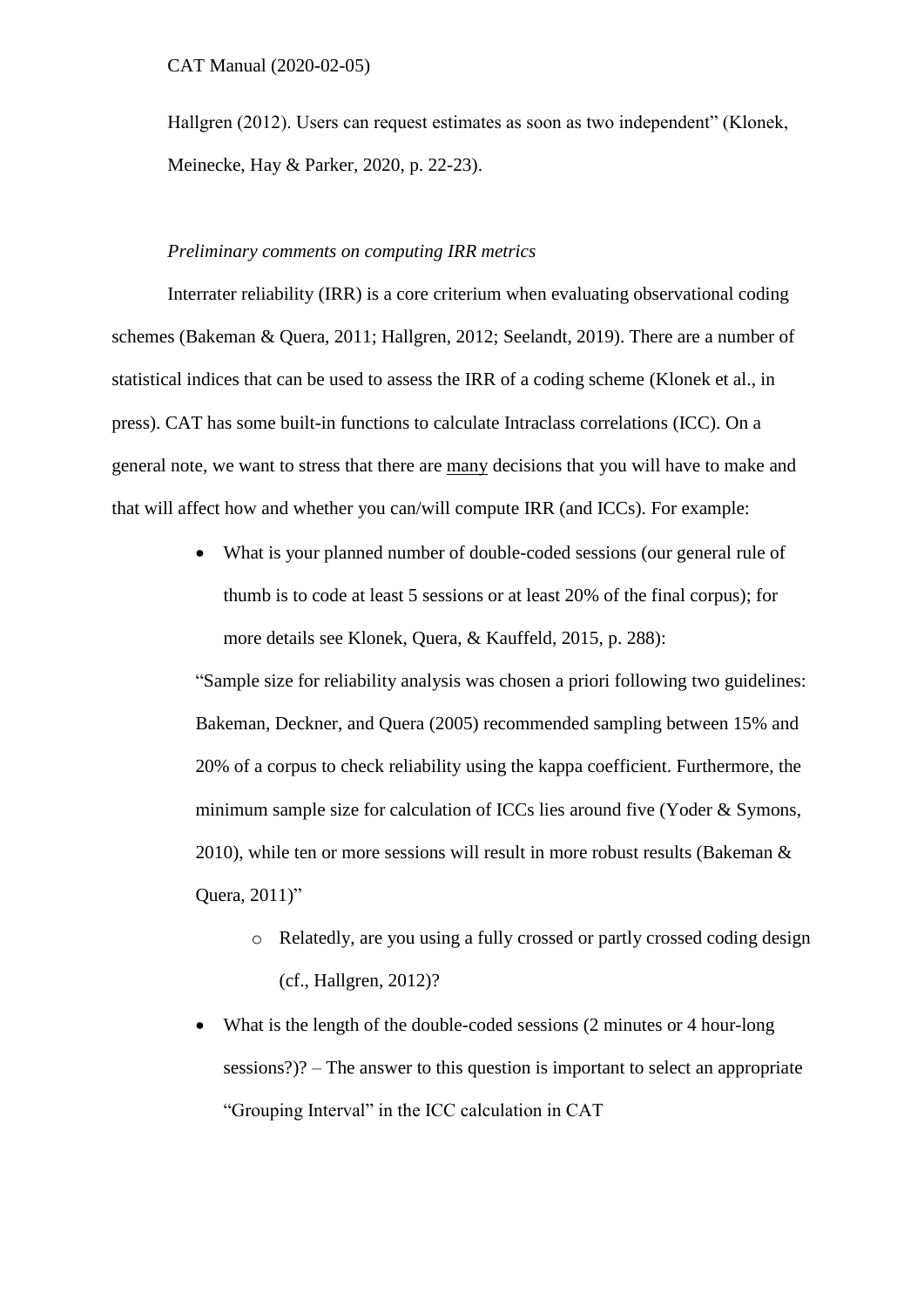Hallgren (2012). Users can request estimates as soon as two independent" (Klonek, Meinecke, Hay & Parker, 2020, p. 22-23).

*Preliminary comments on computing IRR metrics*

Interrater reliability (IRR) is a core criterium when evaluating observational coding schemes (Bakeman & Quera, 2011; Hallgren, 2012; Seelandt, 2019). There are a number of statistical indices that can be used to assess the IRR of a coding scheme (Klonek et al., in press). CAT has some built-in functions to calculate Intraclass correlations (ICC). On a general note, we want to stress that there are <u>many</u> decisions that you will have to make and that will affect how and whether you can/will compute IRR (and ICCs). For example:

- What is your planned number of double-coded sessions (our general rule of thumb is to code at least 5 sessions or at least 20% of the final corpus); for more details see Klonek, Quera, & Kauffeld, 2015, p. 288):

  "Sample size for reliability analysis was chosen a priori following two guidelines: Bakeman, Deckner, and Quera (2005) recommended sampling between 15% and 20% of a corpus to check reliability using the kappa coefficient. Furthermore, the minimum sample size for calculation of ICCs lies around five (Yoder & Symons, 2010), while ten or more sessions will result in more robust results (Bakeman & Quera, 2011)"

  - Relatedly, are you using a fully crossed or partly crossed coding design (cf., Hallgren, 2012)?

- What is the length of the double-coded sessions (2 minutes or 4 hour-long sessions?)? – The answer to this question is important to select an appropriate "Grouping Interval" in the ICC calculation in CAT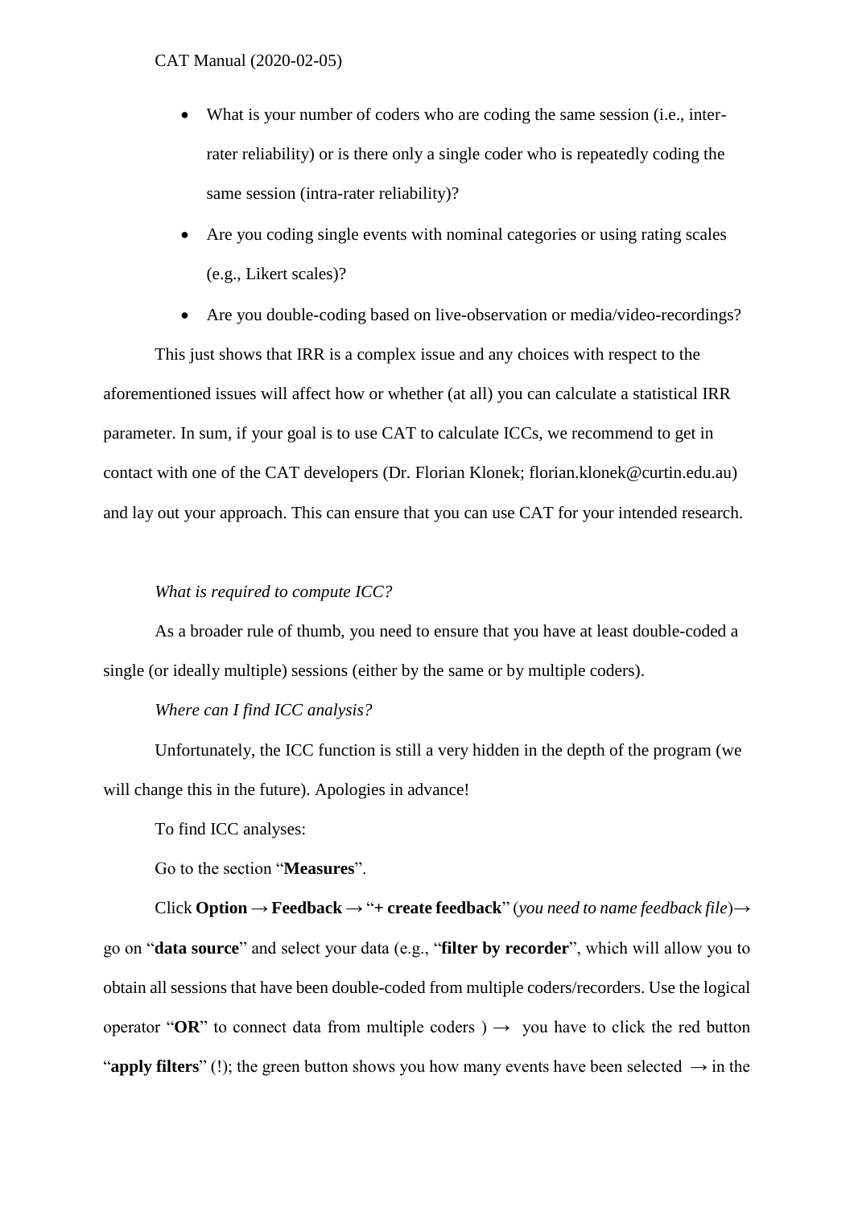- What is your number of coders who are coding the same session (i.e., inter-rater reliability) or is there only a single coder who is repeatedly coding the same session (intra-rater reliability)?
- Are you coding single events with nominal categories or using rating scales (e.g., Likert scales)?
- Are you double-coding based on live-observation or media/video-recordings?

This just shows that IRR is a complex issue and any choices with respect to the aforementioned issues will affect how or whether (at all) you can calculate a statistical IRR parameter. In sum, if your goal is to use CAT to calculate ICCs, we recommend to get in contact with one of the CAT developers (Dr. Florian Klonek; florian.klonek@curtin.edu.au) and lay out your approach. This can ensure that you can use CAT for your intended research.

*What is required to compute ICC?*

As a broader rule of thumb, you need to ensure that you have at least double-coded a single (or ideally multiple) sessions (either by the same or by multiple coders).

*Where can I find ICC analysis?*

Unfortunately, the ICC function is still a very hidden in the depth of the program (we will change this in the future). Apologies in advance!

To find ICC analyses:

Go to the section "**Measures**".

Click **Option → Feedback →** "**+ create feedback**" (*you need to name feedback file*)→ go on "**data source**" and select your data (e.g., "**filter by recorder**", which will allow you to obtain all sessions that have been double-coded from multiple coders/recorders. Use the logical operator "**OR**" to connect data from multiple coders ) → you have to click the red button "**apply filters**" (!); the green button shows you how many events have been selected → in the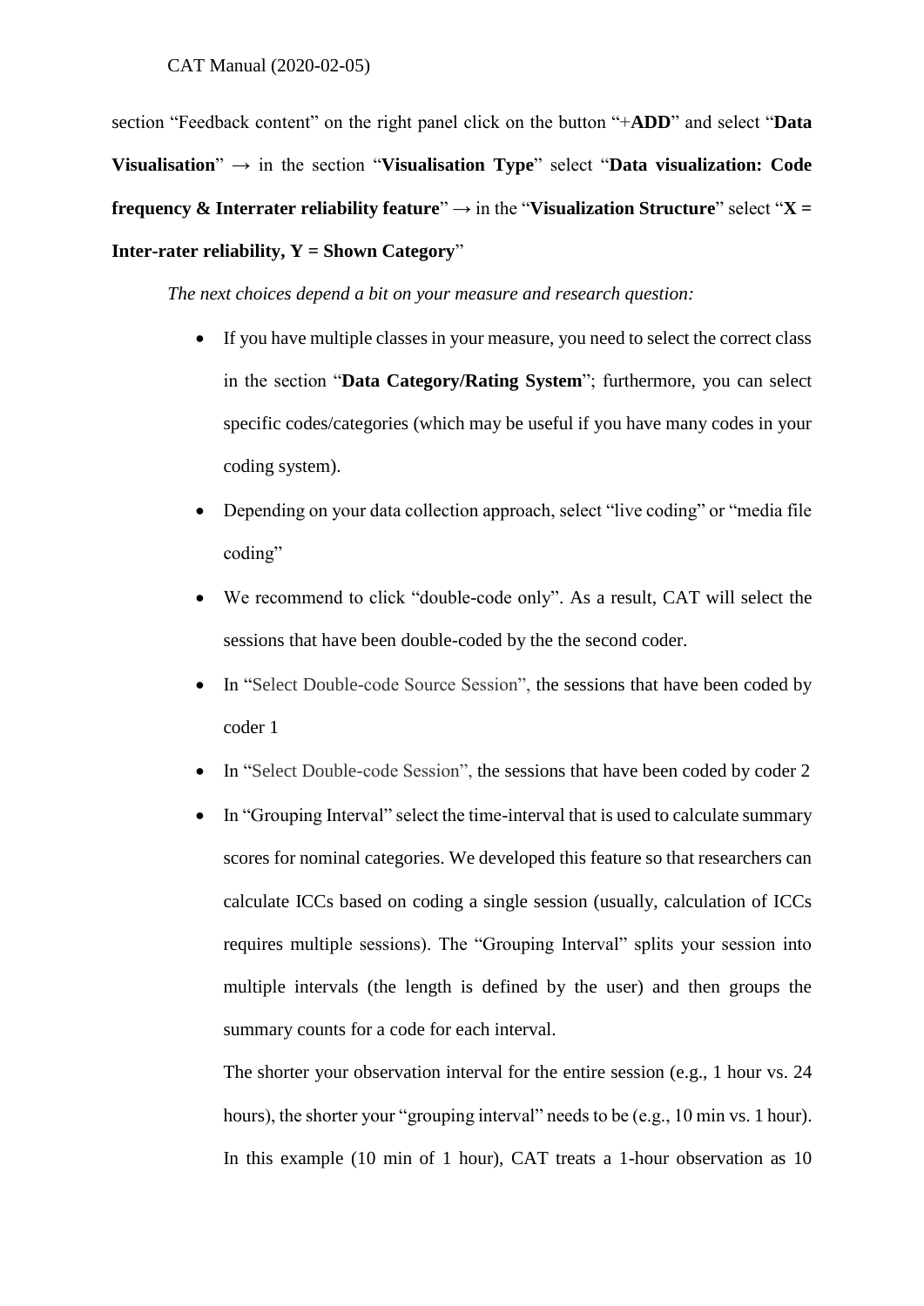section "Feedback content" on the right panel click on the button "+**ADD**" and select "**Data Visualisation**" → in the section "**Visualisation Type**" select "**Data visualization: Code frequency & Interrater reliability feature**" → in the "**Visualization Structure**" select "**X = Inter-rater reliability, Y = Shown Category**"

*The next choices depend a bit on your measure and research question:*

- If you have multiple classes in your measure, you need to select the correct class in the section "**Data Category/Rating System**"; furthermore, you can select specific codes/categories (which may be useful if you have many codes in your coding system).
- Depending on your data collection approach, select "live coding" or "media file coding"
- We recommend to click "double-code only". As a result, CAT will select the sessions that have been double-coded by the the second coder.
- In "Select Double-code Source Session", the sessions that have been coded by coder 1
- In "Select Double-code Session", the sessions that have been coded by coder 2
- In "Grouping Interval" select the time-interval that is used to calculate summary scores for nominal categories. We developed this feature so that researchers can calculate ICCs based on coding a single session (usually, calculation of ICCs requires multiple sessions). The "Grouping Interval" splits your session into multiple intervals (the length is defined by the user) and then groups the summary counts for a code for each interval.

  The shorter your observation interval for the entire session (e.g., 1 hour vs. 24 hours), the shorter your "grouping interval" needs to be (e.g., 10 min vs. 1 hour). In this example (10 min of 1 hour), CAT treats a 1-hour observation as 10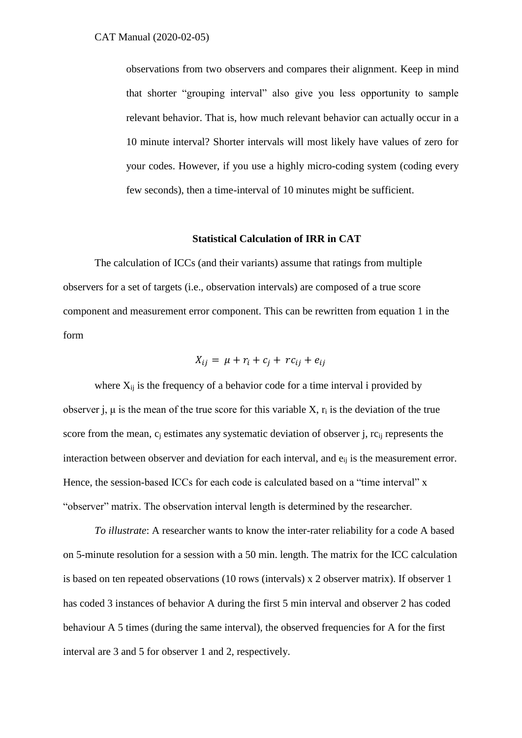observations from two observers and compares their alignment. Keep in mind that shorter "grouping interval" also give you less opportunity to sample relevant behavior. That is, how much relevant behavior can actually occur in a 10 minute interval? Shorter intervals will most likely have values of zero for your codes. However, if you use a highly micro-coding system (coding every few seconds), then a time-interval of 10 minutes might be sufficient.

### Statistical Calculation of IRR in CAT

The calculation of ICCs (and their variants) assume that ratings from multiple observers for a set of targets (i.e., observation intervals) are composed of a true score component and measurement error component. This can be rewritten from equation 1 in the form

$$X_{ij} = \mu + r_i + c_j + rc_{ij} + e_{ij}$$

where $X_{ij}$ is the frequency of a behavior code for a time interval i provided by observer j, $\mu$ is the mean of the true score for this variable X, $r_i$ is the deviation of the true score from the mean, $c_j$ estimates any systematic deviation of observer j, $rc_{ij}$ represents the interaction between observer and deviation for each interval, and $e_{ij}$ is the measurement error. Hence, the session-based ICCs for each code is calculated based on a "time interval" x "observer" matrix. The observation interval length is determined by the researcher.

*To illustrate*: A researcher wants to know the inter-rater reliability for a code A based on 5-minute resolution for a session with a 50 min. length. The matrix for the ICC calculation is based on ten repeated observations (10 rows (intervals) x 2 observer matrix). If observer 1 has coded 3 instances of behavior A during the first 5 min interval and observer 2 has coded behaviour A 5 times (during the same interval), the observed frequencies for A for the first interval are 3 and 5 for observer 1 and 2, respectively.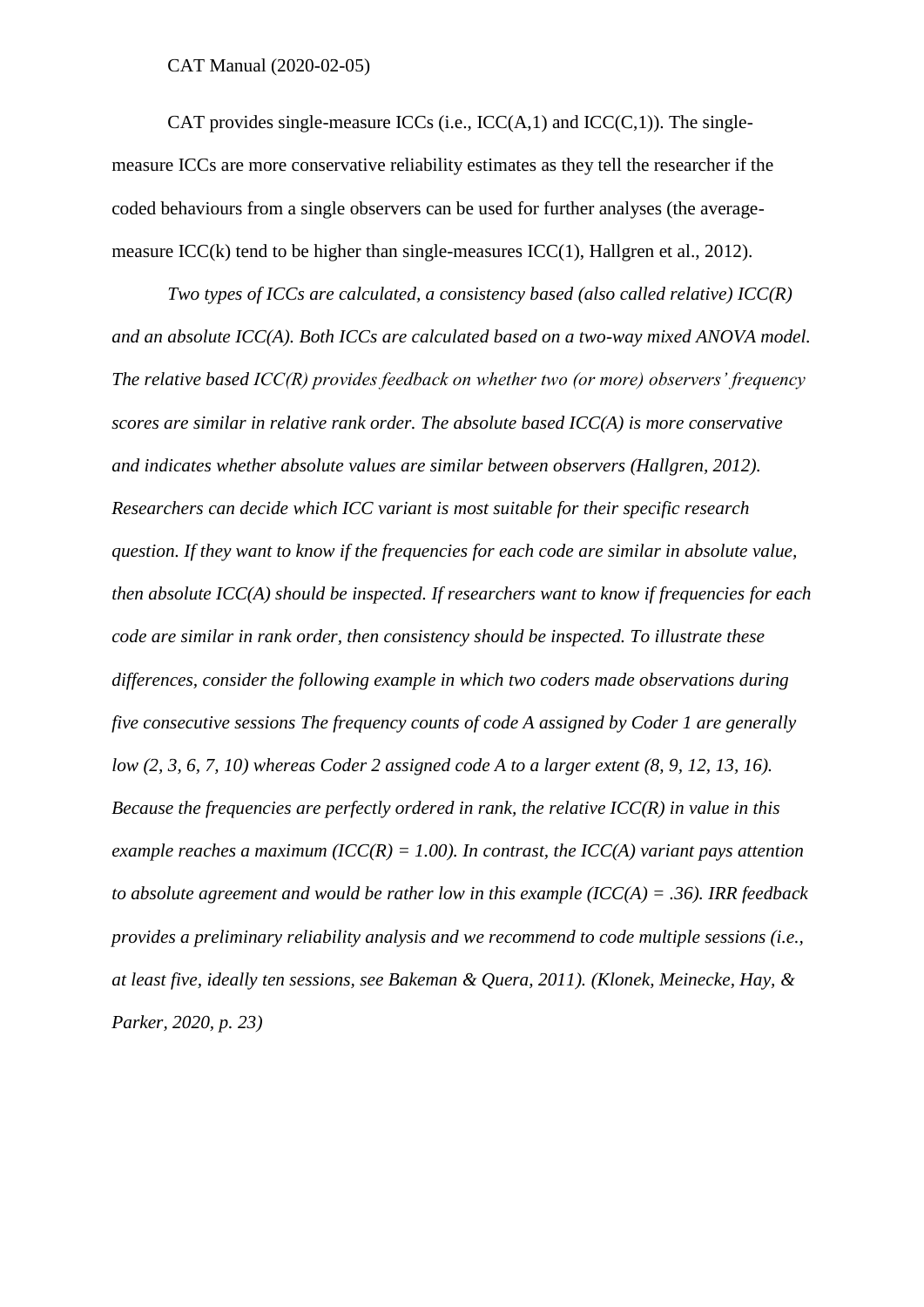CAT provides single-measure ICCs (i.e., ICC(A,1) and ICC(C,1)). The single-measure ICCs are more conservative reliability estimates as they tell the researcher if the coded behaviours from a single observers can be used for further analyses (the average-measure ICC(k) tend to be higher than single-measures ICC(1), Hallgren et al., 2012).

*Two types of ICCs are calculated, a consistency based (also called relative) ICC(R) and an absolute ICC(A). Both ICCs are calculated based on a two-way mixed ANOVA model. The relative based ICC(R) provides feedback on whether two (or more) observers' frequency scores are similar in relative rank order. The absolute based ICC(A) is more conservative and indicates whether absolute values are similar between observers (Hallgren, 2012). Researchers can decide which ICC variant is most suitable for their specific research question. If they want to know if the frequencies for each code are similar in absolute value, then absolute ICC(A) should be inspected. If researchers want to know if frequencies for each code are similar in rank order, then consistency should be inspected. To illustrate these differences, consider the following example in which two coders made observations during five consecutive sessions The frequency counts of code A assigned by Coder 1 are generally low (2, 3, 6, 7, 10) whereas Coder 2 assigned code A to a larger extent (8, 9, 12, 13, 16). Because the frequencies are perfectly ordered in rank, the relative ICC(R) in value in this example reaches a maximum (ICC(R) = 1.00). In contrast, the ICC(A) variant pays attention to absolute agreement and would be rather low in this example (ICC(A) = .36). IRR feedback provides a preliminary reliability analysis and we recommend to code multiple sessions (i.e., at least five, ideally ten sessions, see Bakeman & Quera, 2011). (Klonek, Meinecke, Hay, & Parker, 2020, p. 23)*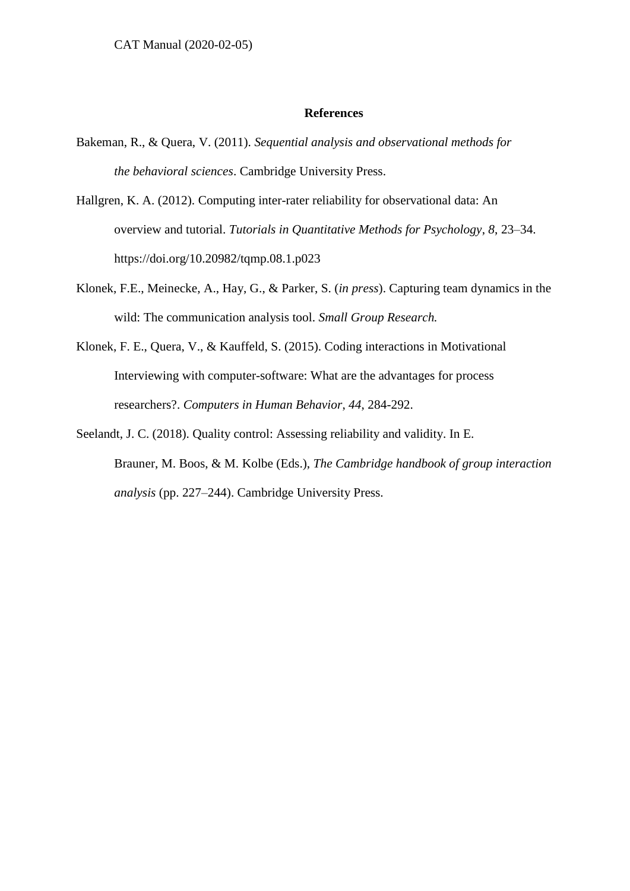## References

Bakeman, R., & Quera, V. (2011). *Sequential analysis and observational methods for the behavioral sciences*. Cambridge University Press.

Hallgren, K. A. (2012). Computing inter-rater reliability for observational data: An overview and tutorial. *Tutorials in Quantitative Methods for Psychology*, *8*, 23–34. https://doi.org/10.20982/tqmp.08.1.p023

Klonek, F.E., Meinecke, A., Hay, G., & Parker, S. (*in press*). Capturing team dynamics in the wild: The communication analysis tool. *Small Group Research.*

Klonek, F. E., Quera, V., & Kauffeld, S. (2015). Coding interactions in Motivational Interviewing with computer-software: What are the advantages for process researchers?. *Computers in Human Behavior*, *44*, 284-292.

Seelandt, J. C. (2018). Quality control: Assessing reliability and validity. In E. Brauner, M. Boos, & M. Kolbe (Eds.), *The Cambridge handbook of group interaction analysis* (pp. 227–244). Cambridge University Press.